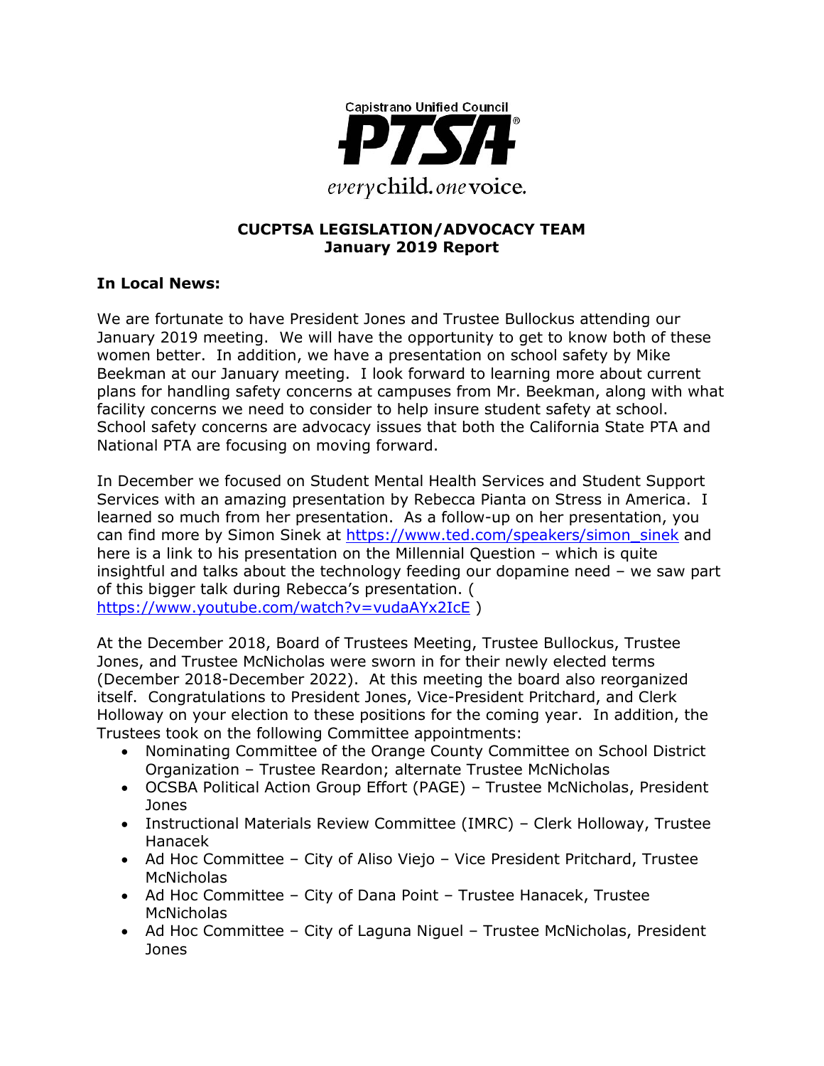Capistrano Unified Council

PTSA

*every* child. *one* voice.

**CUCPTSA LEGISLATION/ADVOCACY TEAM**
**January 2019 Report**

**In Local News:**

We are fortunate to have President Jones and Trustee Bullockus attending our January 2019 meeting. We will have the opportunity to get to know both of these women better. In addition, we have a presentation on school safety by Mike Beekman at our January meeting. I look forward to learning more about current plans for handling safety concerns at campuses from Mr. Beekman, along with what facility concerns we need to consider to help insure student safety at school. School safety concerns are advocacy issues that both the California State PTA and National PTA are focusing on moving forward.

In December we focused on Student Mental Health Services and Student Support Services with an amazing presentation by Rebecca Pianta on Stress in America. I learned so much from her presentation. As a follow-up on her presentation, you can find more by Simon Sinek at https://www.ted.com/speakers/simon_sinek and here is a link to his presentation on the Millennial Question – which is quite insightful and talks about the technology feeding our dopamine need – we saw part of this bigger talk during Rebecca's presentation. ( https://www.youtube.com/watch?v=vudaAYx2IcE )

At the December 2018, Board of Trustees Meeting, Trustee Bullockus, Trustee Jones, and Trustee McNicholas were sworn in for their newly elected terms (December 2018-December 2022). At this meeting the board also reorganized itself. Congratulations to President Jones, Vice-President Pritchard, and Clerk Holloway on your election to these positions for the coming year. In addition, the Trustees took on the following Committee appointments:

- Nominating Committee of the Orange County Committee on School District Organization – Trustee Reardon; alternate Trustee McNicholas
- OCSBA Political Action Group Effort (PAGE) – Trustee McNicholas, President Jones
- Instructional Materials Review Committee (IMRC) – Clerk Holloway, Trustee Hanacek
- Ad Hoc Committee – City of Aliso Viejo – Vice President Pritchard, Trustee McNicholas
- Ad Hoc Committee – City of Dana Point – Trustee Hanacek, Trustee McNicholas
- Ad Hoc Committee – City of Laguna Niguel – Trustee McNicholas, President Jones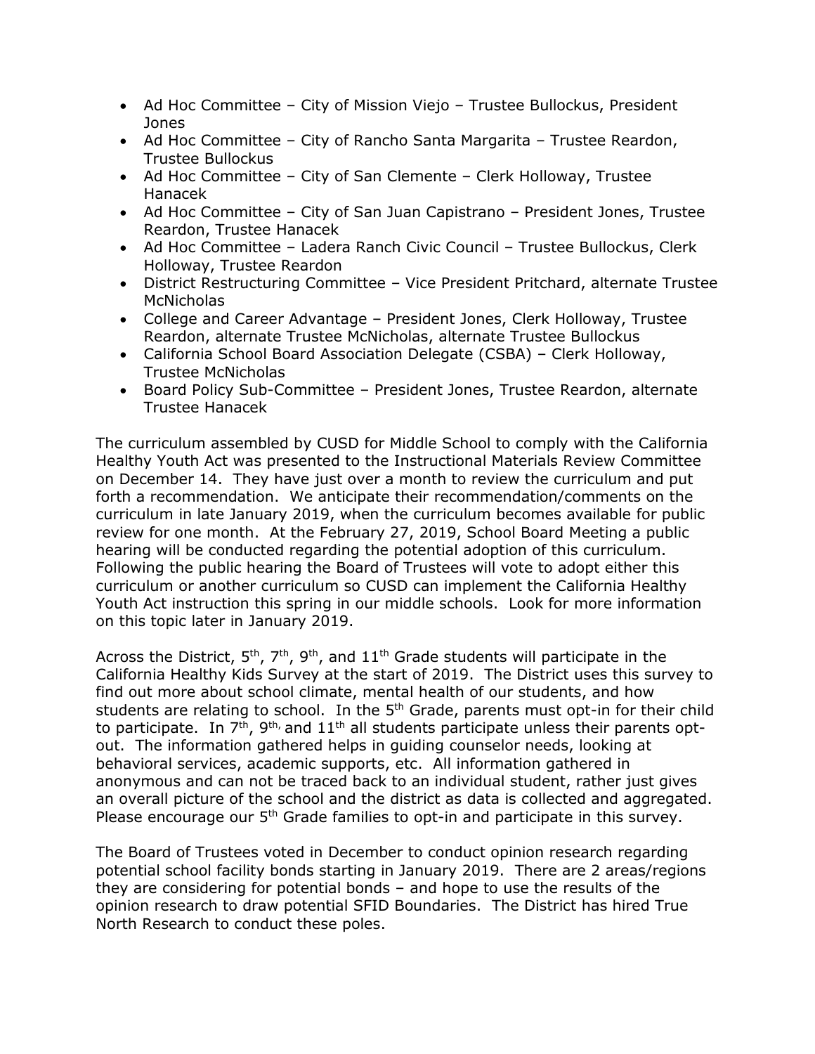- Ad Hoc Committee – City of Mission Viejo – Trustee Bullockus, President Jones
- Ad Hoc Committee – City of Rancho Santa Margarita – Trustee Reardon, Trustee Bullockus
- Ad Hoc Committee – City of San Clemente – Clerk Holloway, Trustee Hanacek
- Ad Hoc Committee – City of San Juan Capistrano – President Jones, Trustee Reardon, Trustee Hanacek
- Ad Hoc Committee – Ladera Ranch Civic Council – Trustee Bullockus, Clerk Holloway, Trustee Reardon
- District Restructuring Committee – Vice President Pritchard, alternate Trustee McNicholas
- College and Career Advantage – President Jones, Clerk Holloway, Trustee Reardon, alternate Trustee McNicholas, alternate Trustee Bullockus
- California School Board Association Delegate (CSBA) – Clerk Holloway, Trustee McNicholas
- Board Policy Sub-Committee – President Jones, Trustee Reardon, alternate Trustee Hanacek

The curriculum assembled by CUSD for Middle School to comply with the California Healthy Youth Act was presented to the Instructional Materials Review Committee on December 14. They have just over a month to review the curriculum and put forth a recommendation. We anticipate their recommendation/comments on the curriculum in late January 2019, when the curriculum becomes available for public review for one month. At the February 27, 2019, School Board Meeting a public hearing will be conducted regarding the potential adoption of this curriculum. Following the public hearing the Board of Trustees will vote to adopt either this curriculum or another curriculum so CUSD can implement the California Healthy Youth Act instruction this spring in our middle schools. Look for more information on this topic later in January 2019.

Across the District, 5th, 7th, 9th, and 11th Grade students will participate in the California Healthy Kids Survey at the start of 2019. The District uses this survey to find out more about school climate, mental health of our students, and how students are relating to school. In the 5th Grade, parents must opt-in for their child to participate. In 7th, 9th, and 11th all students participate unless their parents opt-out. The information gathered helps in guiding counselor needs, looking at behavioral services, academic supports, etc. All information gathered in anonymous and can not be traced back to an individual student, rather just gives an overall picture of the school and the district as data is collected and aggregated. Please encourage our 5th Grade families to opt-in and participate in this survey.

The Board of Trustees voted in December to conduct opinion research regarding potential school facility bonds starting in January 2019. There are 2 areas/regions they are considering for potential bonds – and hope to use the results of the opinion research to draw potential SFID Boundaries. The District has hired True North Research to conduct these poles.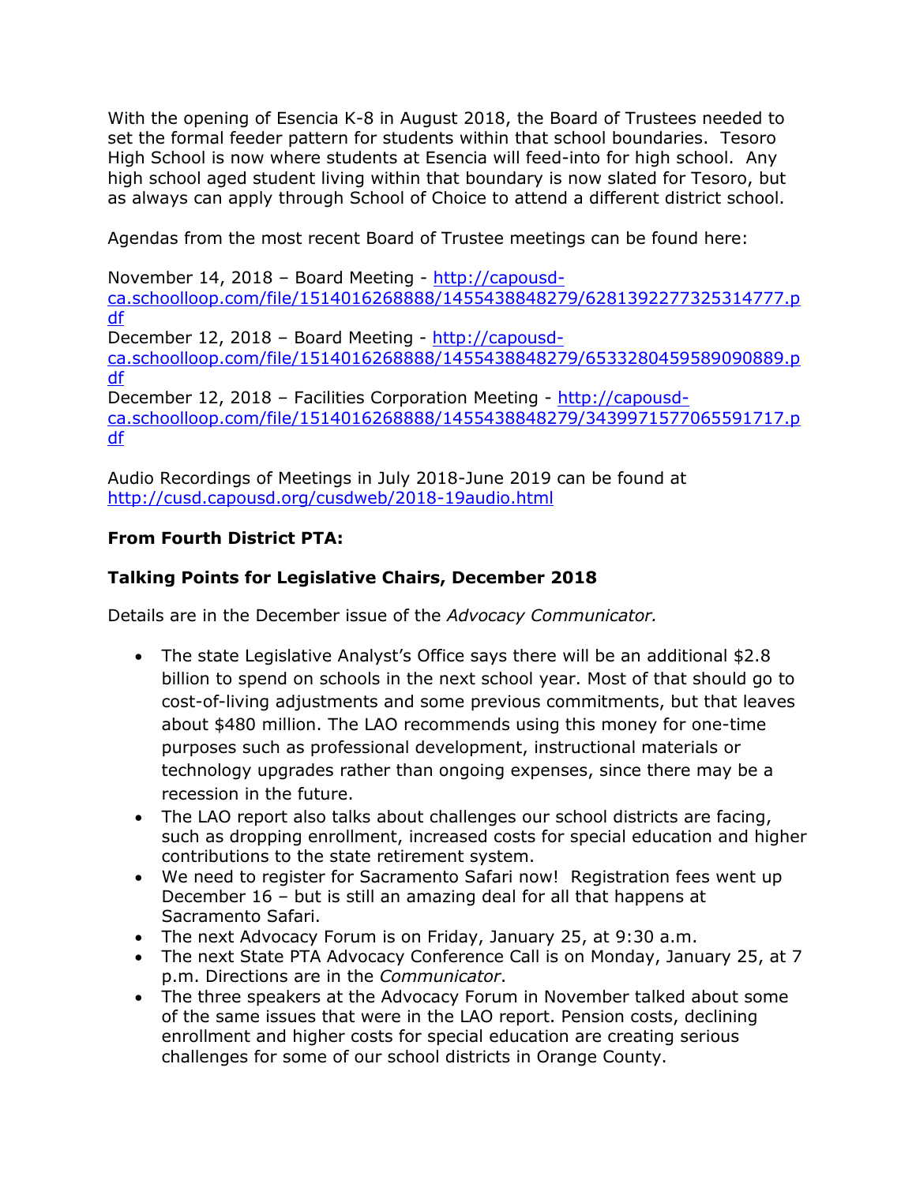With the opening of Esencia K-8 in August 2018, the Board of Trustees needed to set the formal feeder pattern for students within that school boundaries. Tesoro High School is now where students at Esencia will feed-into for high school. Any high school aged student living within that boundary is now slated for Tesoro, but as always can apply through School of Choice to attend a different district school.

Agendas from the most recent Board of Trustee meetings can be found here:

November 14, 2018 – Board Meeting - http://capousd-ca.schoolloop.com/file/1514016268888/1455438848279/6281392277325314777.pdf
December 12, 2018 – Board Meeting - http://capousd-ca.schoolloop.com/file/1514016268888/1455438848279/6533280459589090889.pdf
December 12, 2018 – Facilities Corporation Meeting - http://capousd-ca.schoolloop.com/file/1514016268888/1455438848279/3439971577065591717.pdf

Audio Recordings of Meetings in July 2018-June 2019 can be found at http://cusd.capousd.org/cusdweb/2018-19audio.html

**From Fourth District PTA:**

**Talking Points for Legislative Chairs, December 2018**

Details are in the December issue of the *Advocacy Communicator.*

- The state Legislative Analyst's Office says there will be an additional $2.8 billion to spend on schools in the next school year. Most of that should go to cost-of-living adjustments and some previous commitments, but that leaves about $480 million. The LAO recommends using this money for one-time purposes such as professional development, instructional materials or technology upgrades rather than ongoing expenses, since there may be a recession in the future.
- The LAO report also talks about challenges our school districts are facing, such as dropping enrollment, increased costs for special education and higher contributions to the state retirement system.
- We need to register for Sacramento Safari now! Registration fees went up December 16 – but is still an amazing deal for all that happens at Sacramento Safari.
- The next Advocacy Forum is on Friday, January 25, at 9:30 a.m.
- The next State PTA Advocacy Conference Call is on Monday, January 25, at 7 p.m. Directions are in the *Communicator*.
- The three speakers at the Advocacy Forum in November talked about some of the same issues that were in the LAO report. Pension costs, declining enrollment and higher costs for special education are creating serious challenges for some of our school districts in Orange County.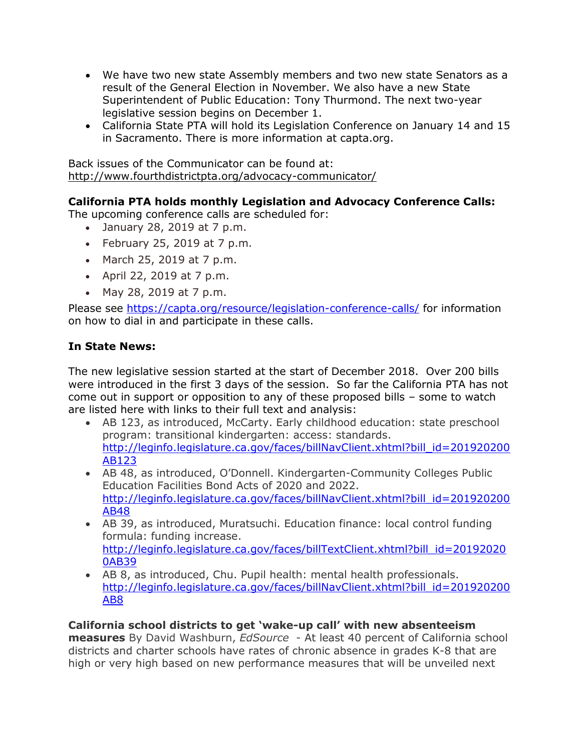- We have two new state Assembly members and two new state Senators as a result of the General Election in November. We also have a new State Superintendent of Public Education: Tony Thurmond. The next two-year legislative session begins on December 1.
- California State PTA will hold its Legislation Conference on January 14 and 15 in Sacramento. There is more information at capta.org.

Back issues of the Communicator can be found at:
http://www.fourthdistrictpta.org/advocacy-communicator/

**California PTA holds monthly Legislation and Advocacy Conference Calls:**
The upcoming conference calls are scheduled for:

- January 28, 2019 at 7 p.m.
- February 25, 2019 at 7 p.m.
- March 25, 2019 at 7 p.m.
- April 22, 2019 at 7 p.m.
- May 28, 2019 at 7 p.m.

Please see https://capta.org/resource/legislation-conference-calls/ for information on how to dial in and participate in these calls.

**In State News:**

The new legislative session started at the start of December 2018. Over 200 bills were introduced in the first 3 days of the session. So far the California PTA has not come out in support or opposition to any of these proposed bills – some to watch are listed here with links to their full text and analysis:

- AB 123, as introduced, McCarty. Early childhood education: state preschool program: transitional kindergarten: access: standards. http://leginfo.legislature.ca.gov/faces/billNavClient.xhtml?bill_id=201920200AB123
- AB 48, as introduced, O'Donnell. Kindergarten-Community Colleges Public Education Facilities Bond Acts of 2020 and 2022. http://leginfo.legislature.ca.gov/faces/billNavClient.xhtml?bill_id=201920200AB48
- AB 39, as introduced, Muratsuchi. Education finance: local control funding formula: funding increase. http://leginfo.legislature.ca.gov/faces/billTextClient.xhtml?bill_id=201920200AB39
- AB 8, as introduced, Chu. Pupil health: mental health professionals. http://leginfo.legislature.ca.gov/faces/billNavClient.xhtml?bill_id=201920200AB8

**California school districts to get 'wake-up call' with new absenteeism measures** By David Washburn, *EdSource* - At least 40 percent of California school districts and charter schools have rates of chronic absence in grades K-8 that are high or very high based on new performance measures that will be unveiled next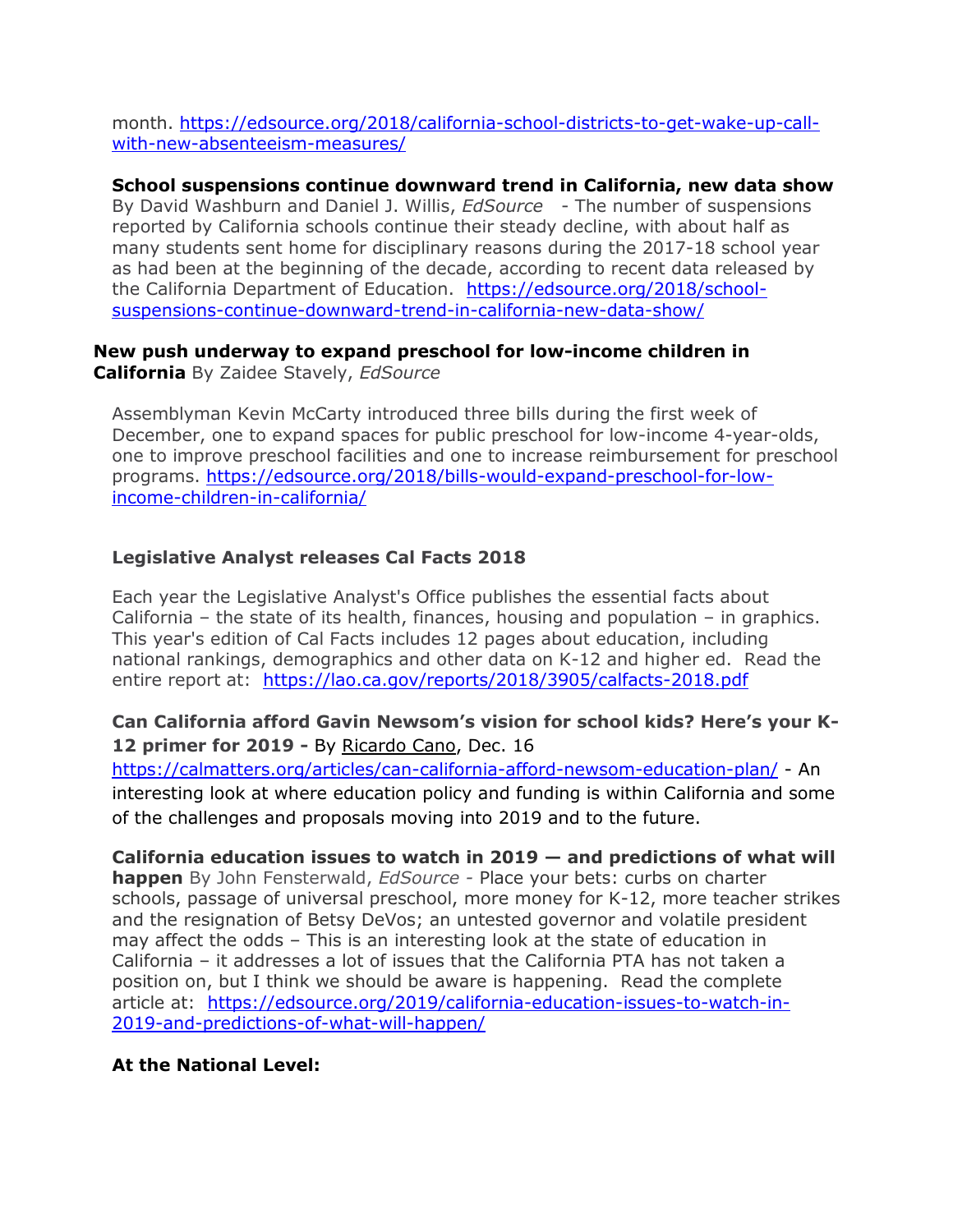month. https://edsource.org/2018/california-school-districts-to-get-wake-up-call-with-new-absenteeism-measures/

**School suspensions continue downward trend in California, new data show**
By David Washburn and Daniel J. Willis, *EdSource* - The number of suspensions reported by California schools continue their steady decline, with about half as many students sent home for disciplinary reasons during the 2017-18 school year as had been at the beginning of the decade, according to recent data released by the California Department of Education. https://edsource.org/2018/school-suspensions-continue-downward-trend-in-california-new-data-show/

**New push underway to expand preschool for low-income children in California** By Zaidee Stavely, *EdSource*

Assemblyman Kevin McCarty introduced three bills during the first week of December, one to expand spaces for public preschool for low-income 4-year-olds, one to improve preschool facilities and one to increase reimbursement for preschool programs. https://edsource.org/2018/bills-would-expand-preschool-for-low-income-children-in-california/

**Legislative Analyst releases Cal Facts 2018**

Each year the Legislative Analyst's Office publishes the essential facts about California – the state of its health, finances, housing and population – in graphics. This year's edition of Cal Facts includes 12 pages about education, including national rankings, demographics and other data on K-12 and higher ed. Read the entire report at: https://lao.ca.gov/reports/2018/3905/calfacts-2018.pdf

**Can California afford Gavin Newsom's vision for school kids? Here's your K-12 primer for 2019 -** By Ricardo Cano, Dec. 16
https://calmatters.org/articles/can-california-afford-newsom-education-plan/ - An interesting look at where education policy and funding is within California and some of the challenges and proposals moving into 2019 and to the future.

**California education issues to watch in 2019 — and predictions of what will happen** By John Fensterwald, *EdSource* - Place your bets: curbs on charter schools, passage of universal preschool, more money for K-12, more teacher strikes and the resignation of Betsy DeVos; an untested governor and volatile president may affect the odds – This is an interesting look at the state of education in California – it addresses a lot of issues that the California PTA has not taken a position on, but I think we should be aware is happening. Read the complete article at: https://edsource.org/2019/california-education-issues-to-watch-in-2019-and-predictions-of-what-will-happen/

**At the National Level:**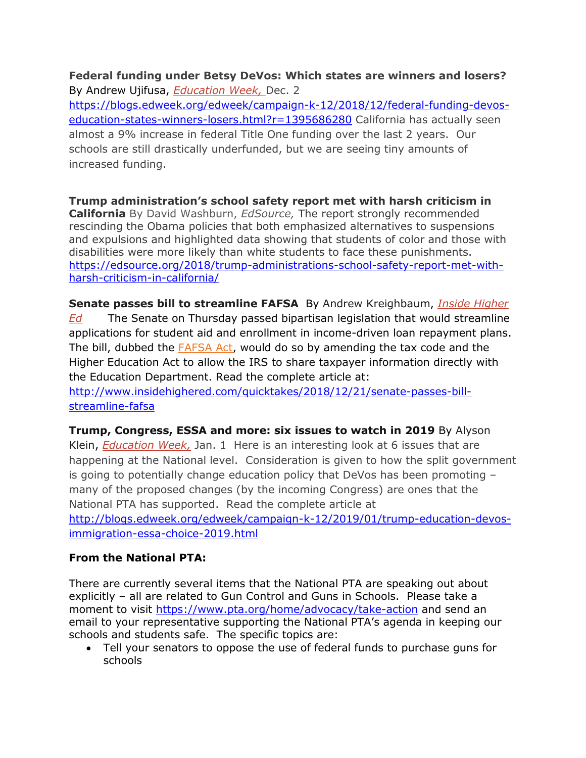**Federal funding under Betsy DeVos: Which states are winners and losers?**
By Andrew Ujifusa, *Education Week,* Dec. 2
https://blogs.edweek.org/edweek/campaign-k-12/2018/12/federal-funding-devos-education-states-winners-losers.html?r=1395686280 California has actually seen almost a 9% increase in federal Title One funding over the last 2 years. Our schools are still drastically underfunded, but we are seeing tiny amounts of increased funding.

**Trump administration's school safety report met with harsh criticism in California** By David Washburn, *EdSource,* The report strongly recommended rescinding the Obama policies that both emphasized alternatives to suspensions and expulsions and highlighted data showing that students of color and those with disabilities were more likely than white students to face these punishments.
https://edsource.org/2018/trump-administrations-school-safety-report-met-with-harsh-criticism-in-california/

**Senate passes bill to streamline FAFSA** By Andrew Kreighbaum, *Inside Higher Ed* The Senate on Thursday passed bipartisan legislation that would streamline applications for student aid and enrollment in income-driven loan repayment plans. The bill, dubbed the FAFSA Act, would do so by amending the tax code and the Higher Education Act to allow the IRS to share taxpayer information directly with the Education Department. Read the complete article at:
http://www.insidehighered.com/quicktakes/2018/12/21/senate-passes-bill-streamline-fafsa

**Trump, Congress, ESSA and more: six issues to watch in 2019** By Alyson Klein, *Education Week,* Jan. 1 Here is an interesting look at 6 issues that are happening at the National level. Consideration is given to how the split government is going to potentially change education policy that DeVos has been promoting – many of the proposed changes (by the incoming Congress) are ones that the National PTA has supported. Read the complete article at
http://blogs.edweek.org/edweek/campaign-k-12/2019/01/trump-education-devos-immigration-essa-choice-2019.html

**From the National PTA:**

There are currently several items that the National PTA are speaking out about explicitly – all are related to Gun Control and Guns in Schools. Please take a moment to visit https://www.pta.org/home/advocacy/take-action and send an email to your representative supporting the National PTA's agenda in keeping our schools and students safe. The specific topics are:

- Tell your senators to oppose the use of federal funds to purchase guns for schools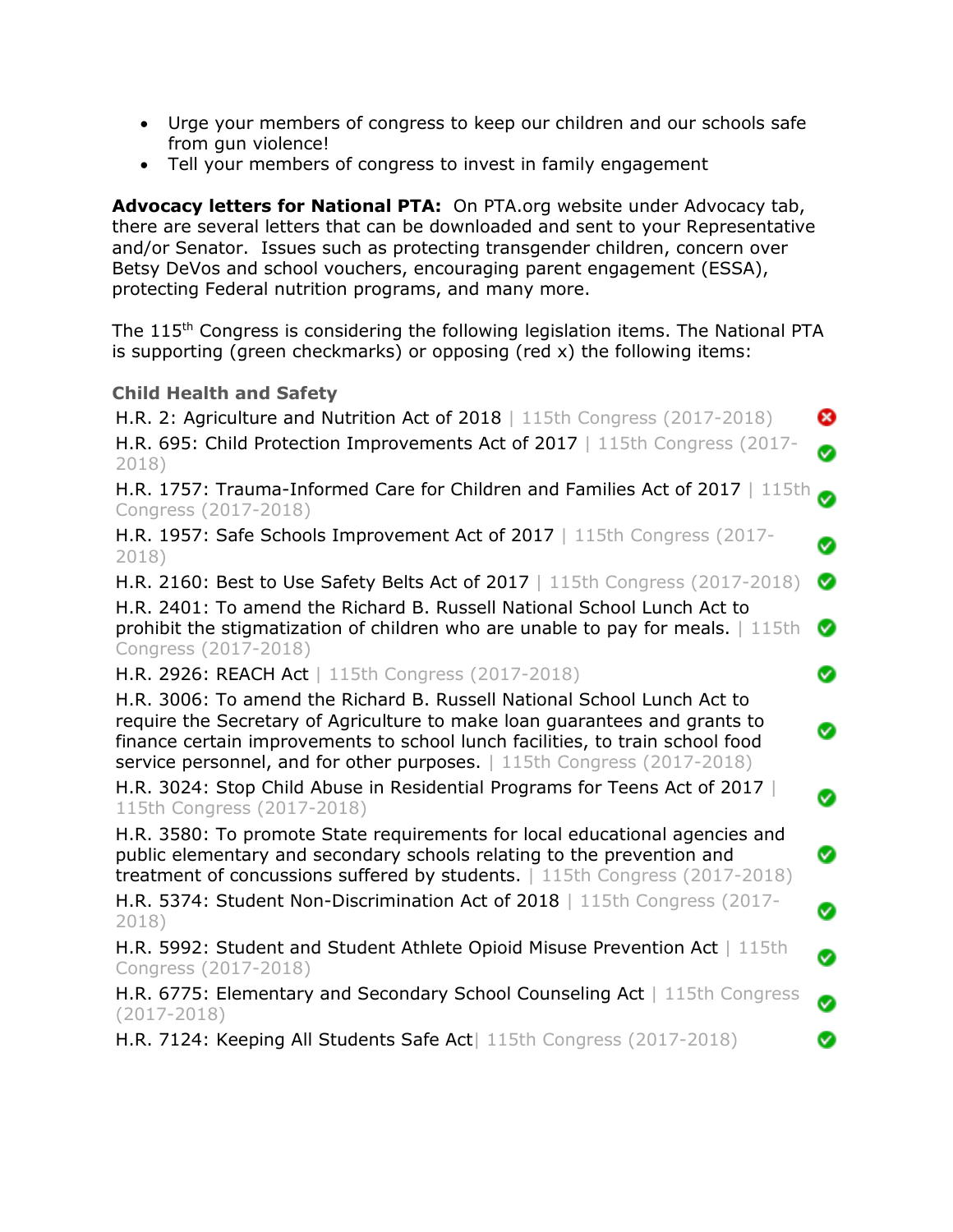- Urge your members of congress to keep our children and our schools safe from gun violence!
- Tell your members of congress to invest in family engagement

**Advocacy letters for National PTA:** On PTA.org website under Advocacy tab, there are several letters that can be downloaded and sent to your Representative and/or Senator. Issues such as protecting transgender children, concern over Betsy DeVos and school vouchers, encouraging parent engagement (ESSA), protecting Federal nutrition programs, and many more.

The 115th Congress is considering the following legislation items. The National PTA is supporting (green checkmarks) or opposing (red x) the following items:

**Child Health and Safety**

| Legislation | Position |
|---|---|
| H.R. 2: Agriculture and Nutrition Act of 2018 \| 115th Congress (2017-2018) | ✗ |
| H.R. 695: Child Protection Improvements Act of 2017 \| 115th Congress (2017-2018) | ✓ |
| H.R. 1757: Trauma-Informed Care for Children and Families Act of 2017 \| 115th Congress (2017-2018) | ✓ |
| H.R. 1957: Safe Schools Improvement Act of 2017 \| 115th Congress (2017-2018) | ✓ |
| H.R. 2160: Best to Use Safety Belts Act of 2017 \| 115th Congress (2017-2018) | ✓ |
| H.R. 2401: To amend the Richard B. Russell National School Lunch Act to prohibit the stigmatization of children who are unable to pay for meals. \| 115th Congress (2017-2018) | ✓ |
| H.R. 2926: REACH Act \| 115th Congress (2017-2018) | ✓ |
| H.R. 3006: To amend the Richard B. Russell National School Lunch Act to require the Secretary of Agriculture to make loan guarantees and grants to finance certain improvements to school lunch facilities, to train school food service personnel, and for other purposes. \| 115th Congress (2017-2018) | ✓ |
| H.R. 3024: Stop Child Abuse in Residential Programs for Teens Act of 2017 \| 115th Congress (2017-2018) | ✓ |
| H.R. 3580: To promote State requirements for local educational agencies and public elementary and secondary schools relating to the prevention and treatment of concussions suffered by students. \| 115th Congress (2017-2018) | ✓ |
| H.R. 5374: Student Non-Discrimination Act of 2018 \| 115th Congress (2017-2018) | ✓ |
| H.R. 5992: Student and Student Athlete Opioid Misuse Prevention Act \| 115th Congress (2017-2018) | ✓ |
| H.R. 6775: Elementary and Secondary School Counseling Act \| 115th Congress (2017-2018) | ✓ |
| H.R. 7124: Keeping All Students Safe Act \| 115th Congress (2017-2018) | ✓ |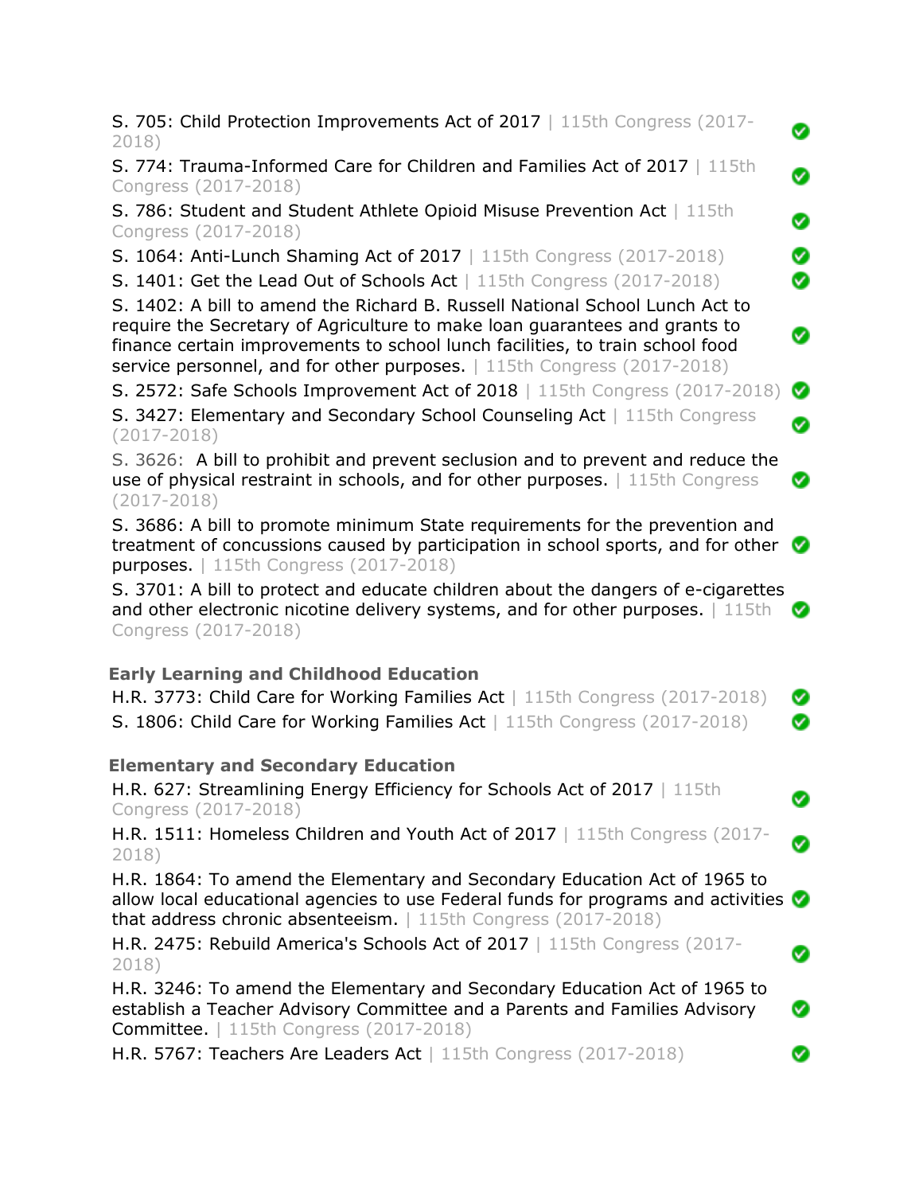S. 705: Child Protection Improvements Act of 2017 | 115th Congress (2017-2018) ✅

S. 774: Trauma-Informed Care for Children and Families Act of 2017 | 115th Congress (2017-2018) ✅

S. 786: Student and Student Athlete Opioid Misuse Prevention Act | 115th Congress (2017-2018) ✅

S. 1064: Anti-Lunch Shaming Act of 2017 | 115th Congress (2017-2018) ✅

S. 1401: Get the Lead Out of Schools Act | 115th Congress (2017-2018) ✅

S. 1402: A bill to amend the Richard B. Russell National School Lunch Act to require the Secretary of Agriculture to make loan guarantees and grants to finance certain improvements to school lunch facilities, to train school food service personnel, and for other purposes. | 115th Congress (2017-2018) ✅

S. 2572: Safe Schools Improvement Act of 2018 | 115th Congress (2017-2018) ✅

S. 3427: Elementary and Secondary School Counseling Act | 115th Congress (2017-2018) ✅

S. 3626: A bill to prohibit and prevent seclusion and to prevent and reduce the use of physical restraint in schools, and for other purposes. | 115th Congress (2017-2018) ✅

S. 3686: A bill to promote minimum State requirements for the prevention and treatment of concussions caused by participation in school sports, and for other purposes. | 115th Congress (2017-2018) ✅

S. 3701: A bill to protect and educate children about the dangers of e-cigarettes and other electronic nicotine delivery systems, and for other purposes. | 115th Congress (2017-2018) ✅

### Early Learning and Childhood Education

H.R. 3773: Child Care for Working Families Act | 115th Congress (2017-2018) ✅

S. 1806: Child Care for Working Families Act | 115th Congress (2017-2018) ✅

### Elementary and Secondary Education

H.R. 627: Streamlining Energy Efficiency for Schools Act of 2017 | 115th Congress (2017-2018) ✅

H.R. 1511: Homeless Children and Youth Act of 2017 | 115th Congress (2017-2018) ✅

H.R. 1864: To amend the Elementary and Secondary Education Act of 1965 to allow local educational agencies to use Federal funds for programs and activities that address chronic absenteeism. | 115th Congress (2017-2018) ✅

H.R. 2475: Rebuild America's Schools Act of 2017 | 115th Congress (2017-2018) ✅

H.R. 3246: To amend the Elementary and Secondary Education Act of 1965 to establish a Teacher Advisory Committee and a Parents and Families Advisory Committee. | 115th Congress (2017-2018) ✅

H.R. 5767: Teachers Are Leaders Act | 115th Congress (2017-2018) ✅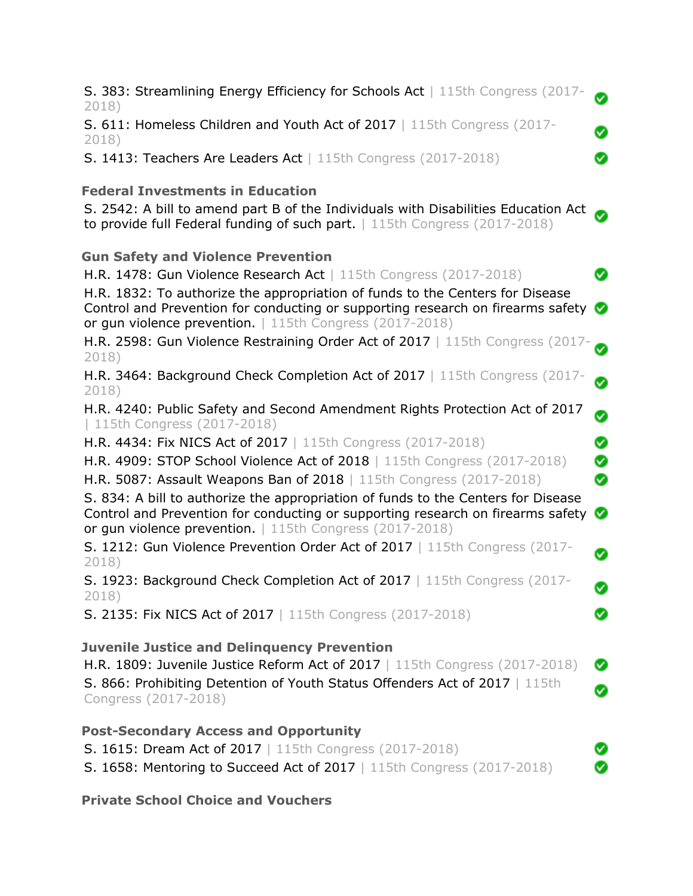S. 383: Streamlining Energy Efficiency for Schools Act | 115th Congress (2017-2018) ✔

S. 611: Homeless Children and Youth Act of 2017 | 115th Congress (2017-2018) ✔

S. 1413: Teachers Are Leaders Act | 115th Congress (2017-2018) ✔

**Federal Investments in Education**

S. 2542: A bill to amend part B of the Individuals with Disabilities Education Act to provide full Federal funding of such part. | 115th Congress (2017-2018) ✔

**Gun Safety and Violence Prevention**

H.R. 1478: Gun Violence Research Act | 115th Congress (2017-2018) ✔

H.R. 1832: To authorize the appropriation of funds to the Centers for Disease Control and Prevention for conducting or supporting research on firearms safety or gun violence prevention. | 115th Congress (2017-2018) ✔

H.R. 2598: Gun Violence Restraining Order Act of 2017 | 115th Congress (2017-2018) ✔

H.R. 3464: Background Check Completion Act of 2017 | 115th Congress (2017-2018) ✔

H.R. 4240: Public Safety and Second Amendment Rights Protection Act of 2017 | 115th Congress (2017-2018) ✔

H.R. 4434: Fix NICS Act of 2017 | 115th Congress (2017-2018) ✔

H.R. 4909: STOP School Violence Act of 2018 | 115th Congress (2017-2018) ✔

H.R. 5087: Assault Weapons Ban of 2018 | 115th Congress (2017-2018) ✔

S. 834: A bill to authorize the appropriation of funds to the Centers for Disease Control and Prevention for conducting or supporting research on firearms safety or gun violence prevention. | 115th Congress (2017-2018) ✔

S. 1212: Gun Violence Prevention Order Act of 2017 | 115th Congress (2017-2018) ✔

S. 1923: Background Check Completion Act of 2017 | 115th Congress (2017-2018) ✔

S. 2135: Fix NICS Act of 2017 | 115th Congress (2017-2018) ✔

**Juvenile Justice and Delinquency Prevention**

H.R. 1809: Juvenile Justice Reform Act of 2017 | 115th Congress (2017-2018) ✔

S. 866: Prohibiting Detention of Youth Status Offenders Act of 2017 | 115th Congress (2017-2018) ✔

**Post-Secondary Access and Opportunity**

S. 1615: Dream Act of 2017 | 115th Congress (2017-2018) ✔

S. 1658: Mentoring to Succeed Act of 2017 | 115th Congress (2017-2018) ✔

**Private School Choice and Vouchers**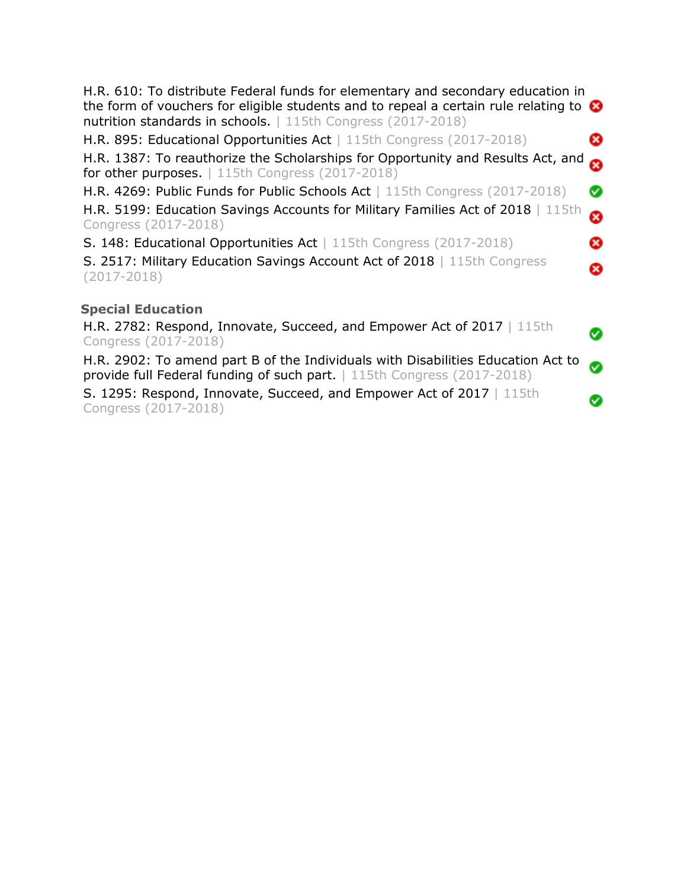H.R. 610: To distribute Federal funds for elementary and secondary education in the form of vouchers for eligible students and to repeal a certain rule relating to nutrition standards in schools. | 115th Congress (2017-2018) ✖

H.R. 895: Educational Opportunities Act | 115th Congress (2017-2018) ✖

H.R. 1387: To reauthorize the Scholarships for Opportunity and Results Act, and for other purposes. | 115th Congress (2017-2018) ✖

H.R. 4269: Public Funds for Public Schools Act | 115th Congress (2017-2018) ✔

H.R. 5199: Education Savings Accounts for Military Families Act of 2018 | 115th Congress (2017-2018) ✖

S. 148: Educational Opportunities Act | 115th Congress (2017-2018) ✖

S. 2517: Military Education Savings Account Act of 2018 | 115th Congress (2017-2018) ✖

**Special Education**

H.R. 2782: Respond, Innovate, Succeed, and Empower Act of 2017 | 115th Congress (2017-2018) ✔

H.R. 2902: To amend part B of the Individuals with Disabilities Education Act to provide full Federal funding of such part. | 115th Congress (2017-2018) ✔

S. 1295: Respond, Innovate, Succeed, and Empower Act of 2017 | 115th Congress (2017-2018) ✔